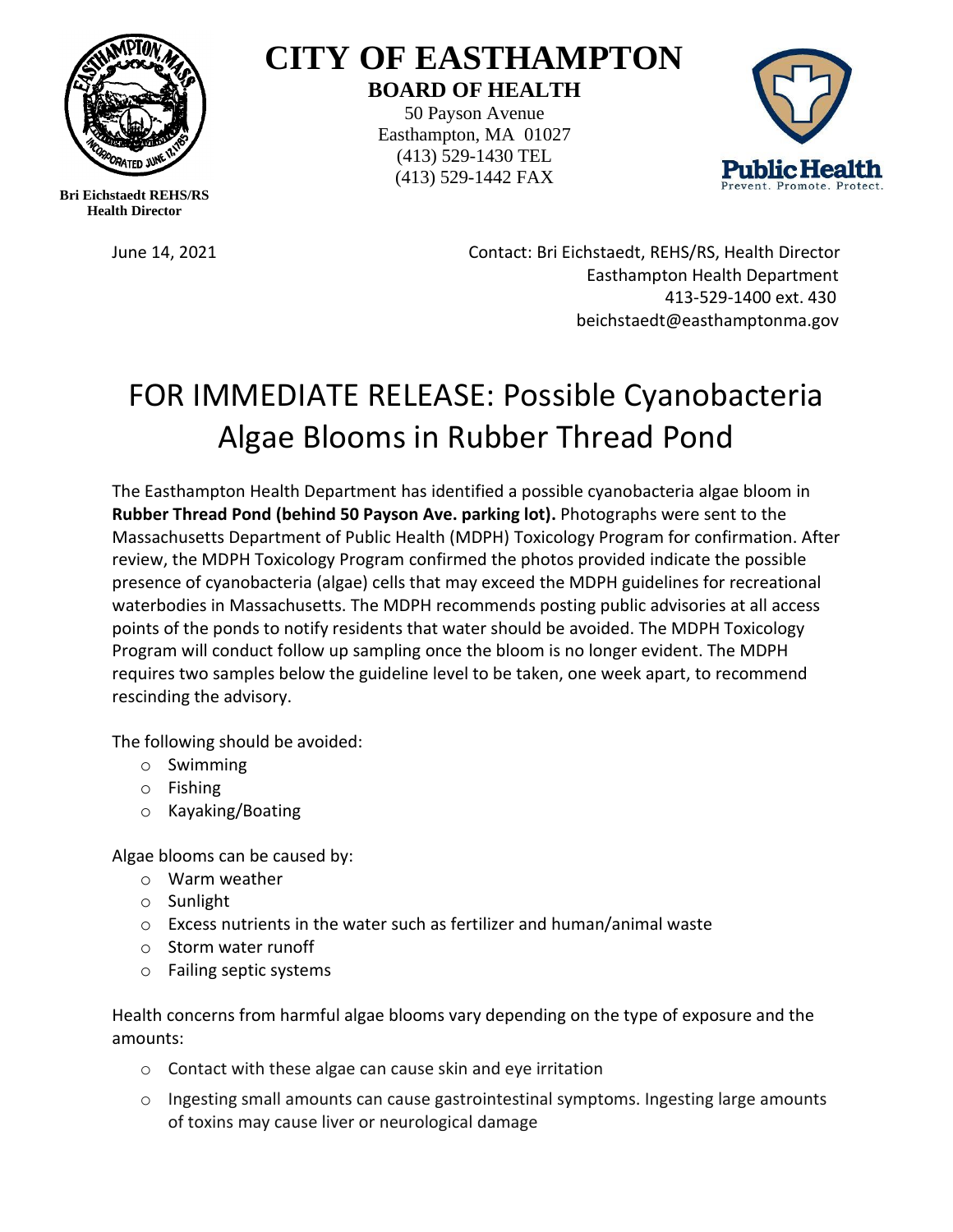# CITY OF EASTHAMPTON

## BOARD OF HEALTH

50 Payson Avenue
Easthampton, MA 01027
(413) 529-1430 TEL
(413) 529-1442 FAX

**Bri Eichstaedt REHS/RS**
**Health Director**

June 14, 2021

Contact: Bri Eichstaedt, REHS/RS, Health Director
Easthampton Health Department
413-529-1400 ext. 430
beichstaedt@easthamptonma.gov

# FOR IMMEDIATE RELEASE: Possible Cyanobacteria Algae Blooms in Rubber Thread Pond

The Easthampton Health Department has identified a possible cyanobacteria algae bloom in **Rubber Thread Pond (behind 50 Payson Ave. parking lot).** Photographs were sent to the Massachusetts Department of Public Health (MDPH) Toxicology Program for confirmation. After review, the MDPH Toxicology Program confirmed the photos provided indicate the possible presence of cyanobacteria (algae) cells that may exceed the MDPH guidelines for recreational waterbodies in Massachusetts. The MDPH recommends posting public advisories at all access points of the ponds to notify residents that water should be avoided. The MDPH Toxicology Program will conduct follow up sampling once the bloom is no longer evident. The MDPH requires two samples below the guideline level to be taken, one week apart, to recommend rescinding the advisory.

The following should be avoided:

- Swimming
- Fishing
- Kayaking/Boating

Algae blooms can be caused by:

- Warm weather
- Sunlight
- Excess nutrients in the water such as fertilizer and human/animal waste
- Storm water runoff
- Failing septic systems

Health concerns from harmful algae blooms vary depending on the type of exposure and the amounts:

- Contact with these algae can cause skin and eye irritation
- Ingesting small amounts can cause gastrointestinal symptoms. Ingesting large amounts of toxins may cause liver or neurological damage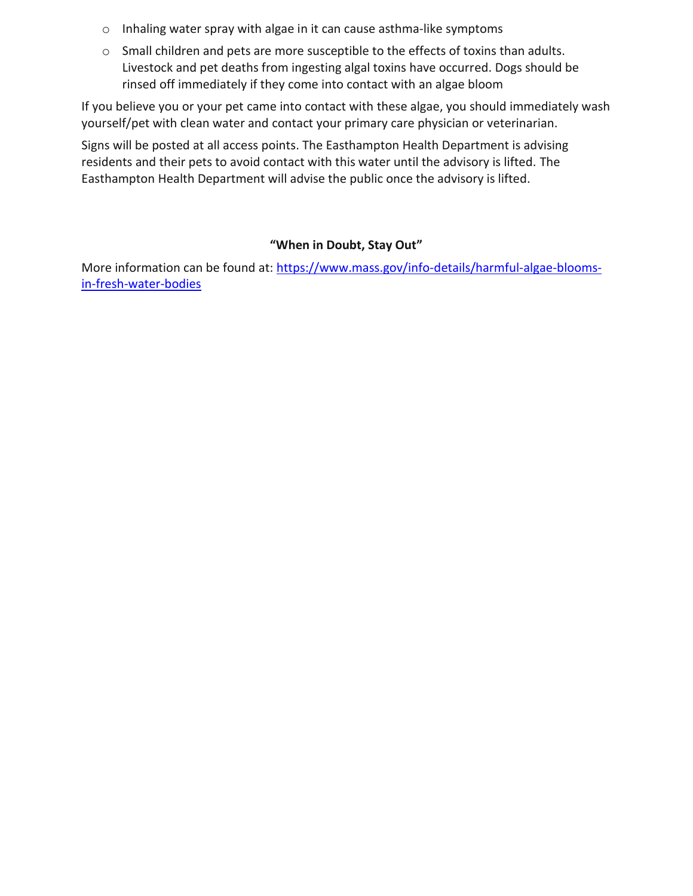- Inhaling water spray with algae in it can cause asthma-like symptoms
- Small children and pets are more susceptible to the effects of toxins than adults. Livestock and pet deaths from ingesting algal toxins have occurred. Dogs should be rinsed off immediately if they come into contact with an algae bloom

If you believe you or your pet came into contact with these algae, you should immediately wash yourself/pet with clean water and contact your primary care physician or veterinarian.

Signs will be posted at all access points. The Easthampton Health Department is advising residents and their pets to avoid contact with this water until the advisory is lifted. The Easthampton Health Department will advise the public once the advisory is lifted.

**"When in Doubt, Stay Out"**

More information can be found at: [https://www.mass.gov/info-details/harmful-algae-blooms-in-fresh-water-bodies](https://www.mass.gov/info-details/harmful-algae-blooms-in-fresh-water-bodies)